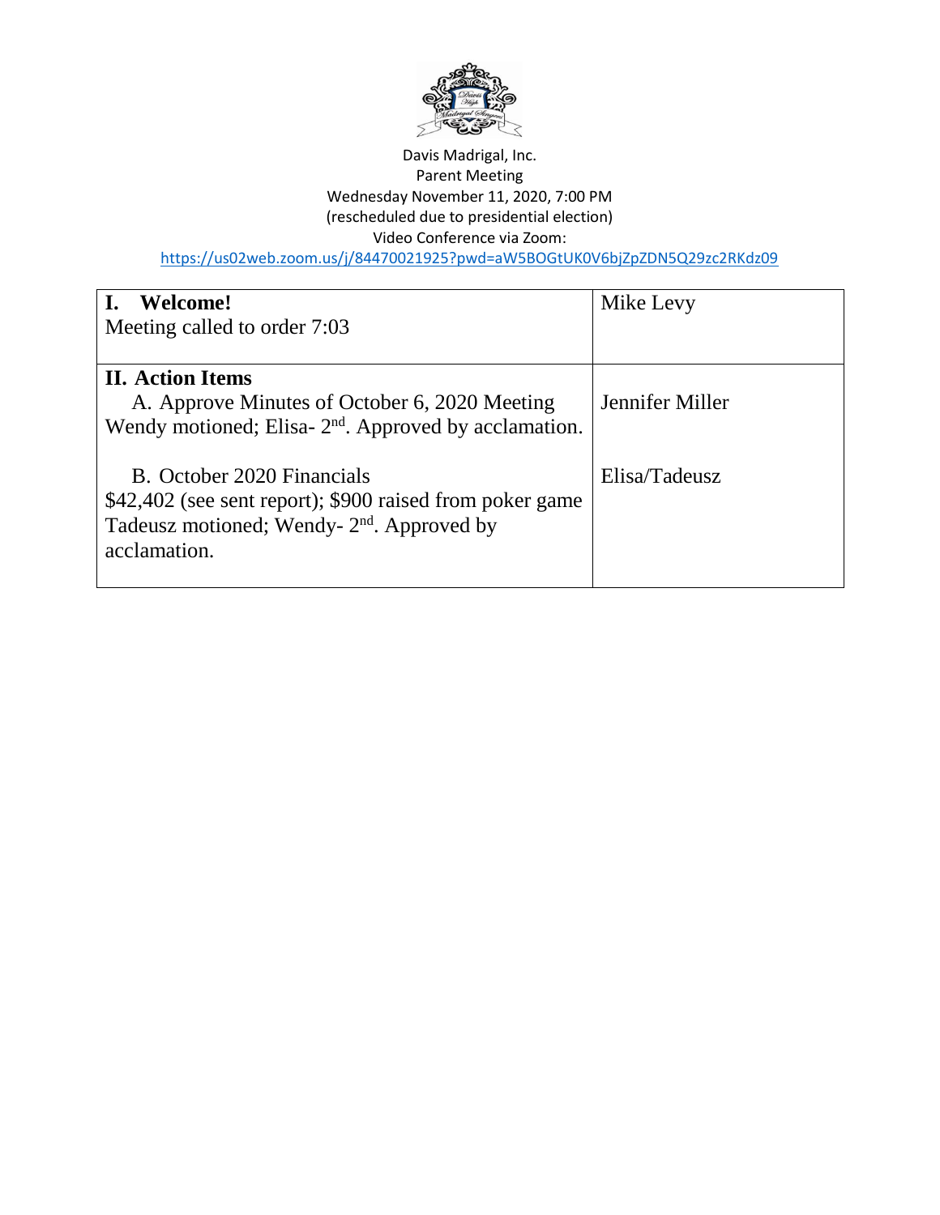Davis Madrigal, Inc.
Parent Meeting
Wednesday November 11, 2020, 7:00 PM
(rescheduled due to presidential election)
Video Conference via Zoom:
https://us02web.zoom.us/j/84470021925?pwd=aW5BOGtUK0V6bjZpZDN5Q29zc2RKdz09

| | |
|---|---|
| **I. Welcome!**<br>Meeting called to order 7:03 | Mike Levy |
| **II. Action Items**<br>A. Approve Minutes of October 6, 2020 Meeting<br>Wendy motioned; Elisa- 2nd. Approved by acclamation. | Jennifer Miller |
| B. October 2020 Financials<br>$42,402 (see sent report); $900 raised from poker game<br>Tadeusz motioned; Wendy- 2nd. Approved by acclamation. | Elisa/Tadeusz |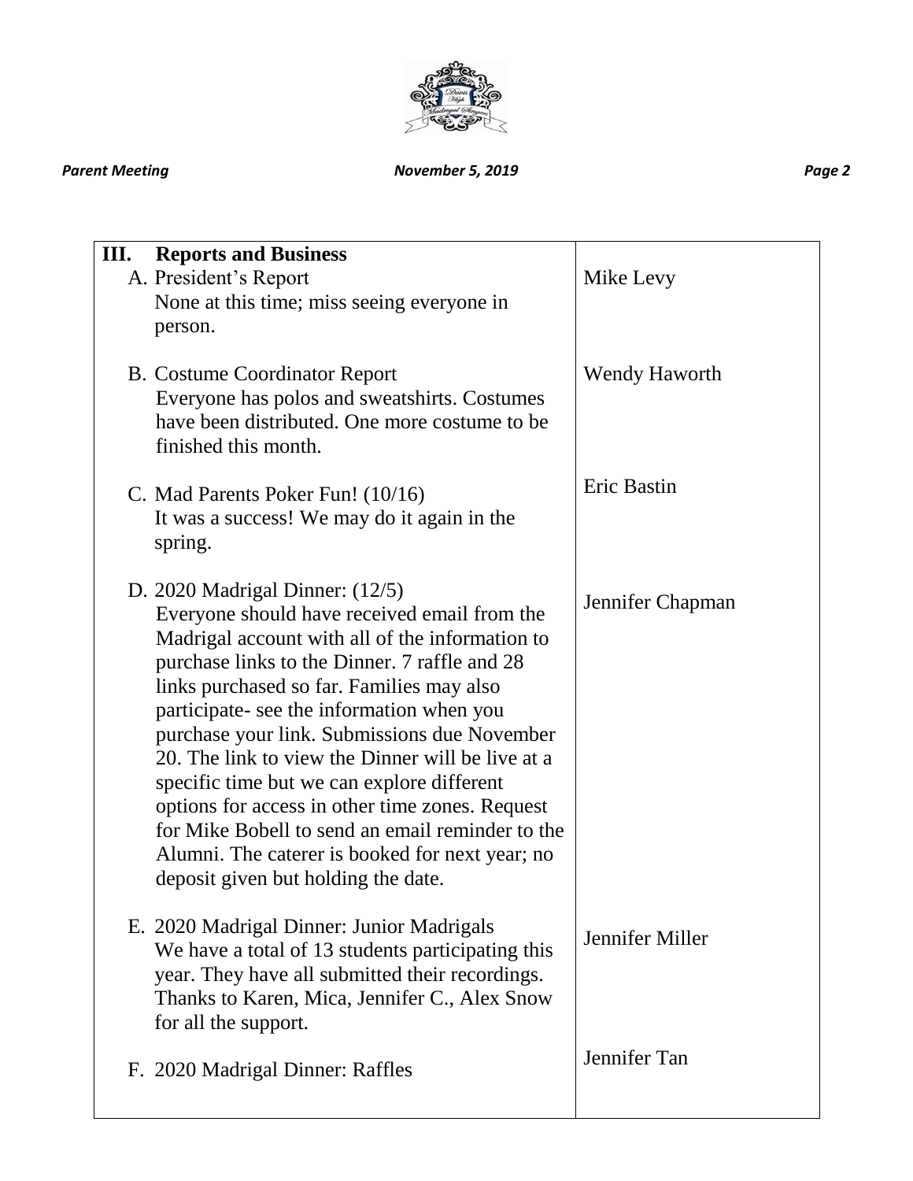| III. Reports and Business | |
|---|---|
| A. President's Report<br>None at this time; miss seeing everyone in person. | Mike Levy |
| B. Costume Coordinator Report<br>Everyone has polos and sweatshirts. Costumes have been distributed. One more costume to be finished this month. | Wendy Haworth |
| C. Mad Parents Poker Fun! (10/16)<br>It was a success! We may do it again in the spring. | Eric Bastin |
| D. 2020 Madrigal Dinner: (12/5)<br>Everyone should have received email from the Madrigal account with all of the information to purchase links to the Dinner. 7 raffle and 28 links purchased so far. Families may also participate- see the information when you purchase your link. Submissions due November 20. The link to view the Dinner will be live at a specific time but we can explore different options for access in other time zones. Request for Mike Bobell to send an email reminder to the Alumni. The caterer is booked for next year; no deposit given but holding the date. | Jennifer Chapman |
| E. 2020 Madrigal Dinner: Junior Madrigals<br>We have a total of 13 students participating this year. They have all submitted their recordings. Thanks to Karen, Mica, Jennifer C., Alex Snow for all the support. | Jennifer Miller |
| F. 2020 Madrigal Dinner: Raffles | Jennifer Tan |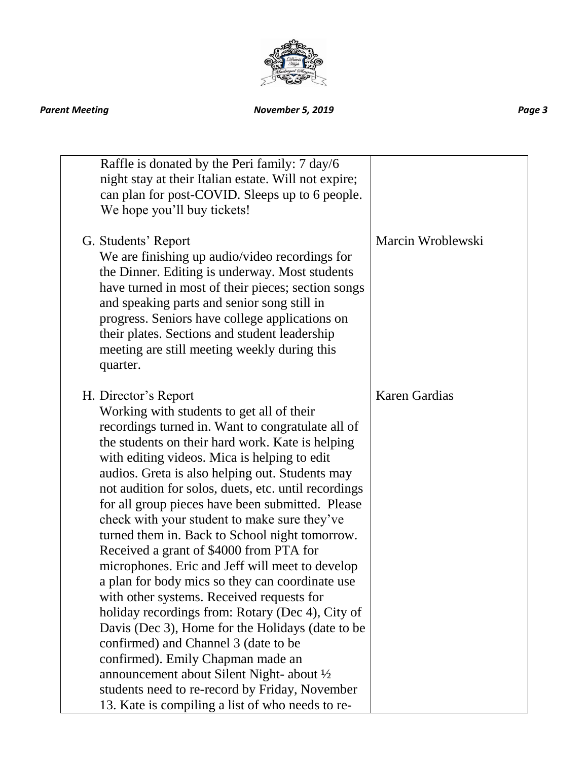| | |
|---|---|
| Raffle is donated by the Peri family: 7 day/6 night stay at their Italian estate. Will not expire; can plan for post-COVID. Sleeps up to 6 people. We hope you'll buy tickets! | |
| G. Students' Report<br>We are finishing up audio/video recordings for the Dinner. Editing is underway. Most students have turned in most of their pieces; section songs and speaking parts and senior song still in progress. Seniors have college applications on their plates. Sections and student leadership meeting are still meeting weekly during this quarter. | Marcin Wroblewski |
| H. Director's Report<br>Working with students to get all of their recordings turned in. Want to congratulate all of the students on their hard work. Kate is helping with editing videos. Mica is helping to edit audios. Greta is also helping out. Students may not audition for solos, duets, etc. until recordings for all group pieces have been submitted. Please check with your student to make sure they've turned them in. Back to School night tomorrow. Received a grant of $4000 from PTA for microphones. Eric and Jeff will meet to develop a plan for body mics so they can coordinate use with other systems. Received requests for holiday recordings from: Rotary (Dec 4), City of Davis (Dec 3), Home for the Holidays (date to be confirmed) and Channel 3 (date to be confirmed). Emily Chapman made an announcement about Silent Night- about ½ students need to re-record by Friday, November 13. Kate is compiling a list of who needs to re- | Karen Gardias |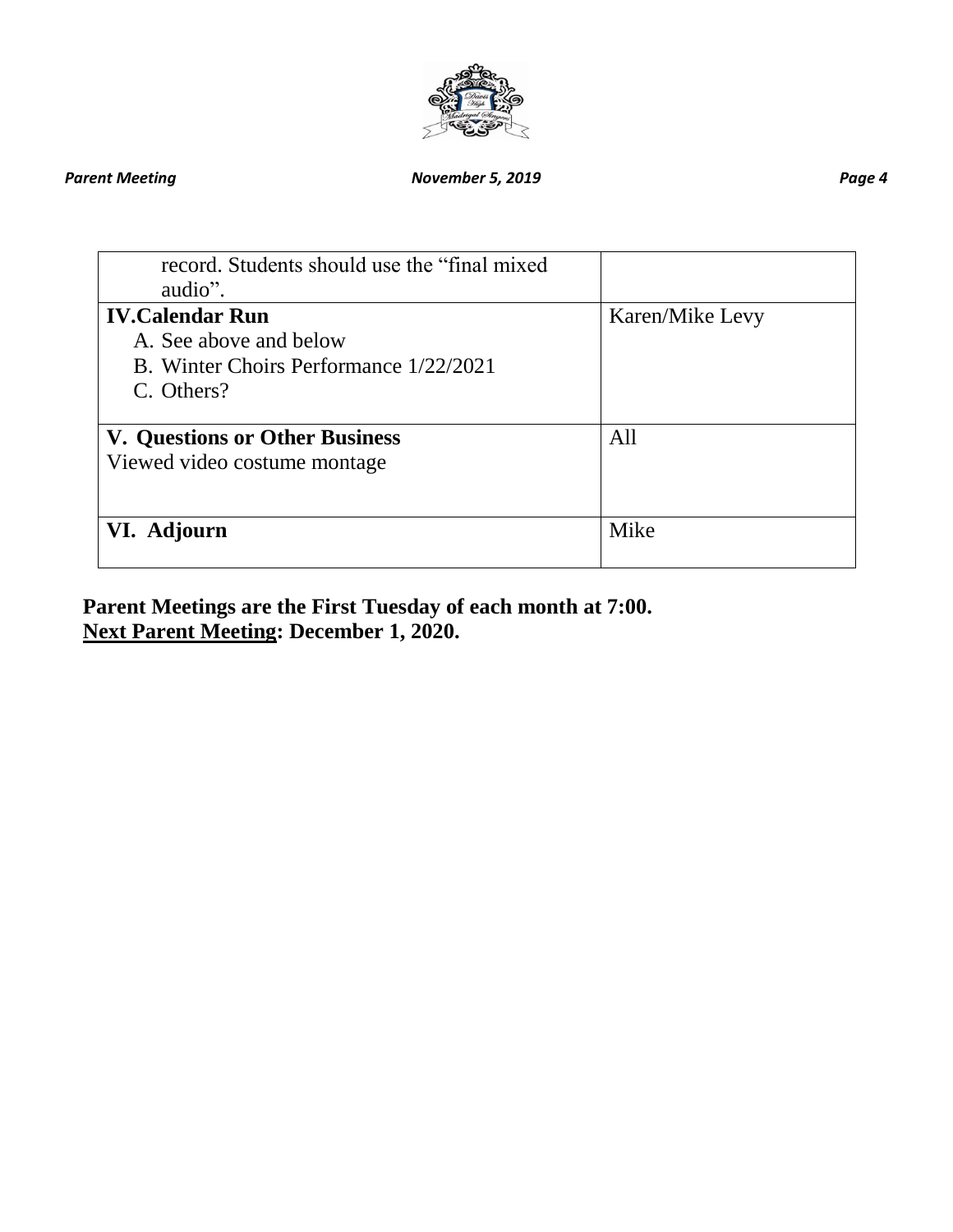| | |
|---|---|
| record. Students should use the "final mixed audio". | |
| **IV.Calendar Run**<br>A. See above and below<br>B. Winter Choirs Performance 1/22/2021<br>C. Others? | Karen/Mike Levy |
| **V. Questions or Other Business**<br>Viewed video costume montage | All |
| **VI. Adjourn** | Mike |

**Parent Meetings are the First Tuesday of each month at 7:00.**
**<u>Next Parent Meeting</u>: December 1, 2020.**